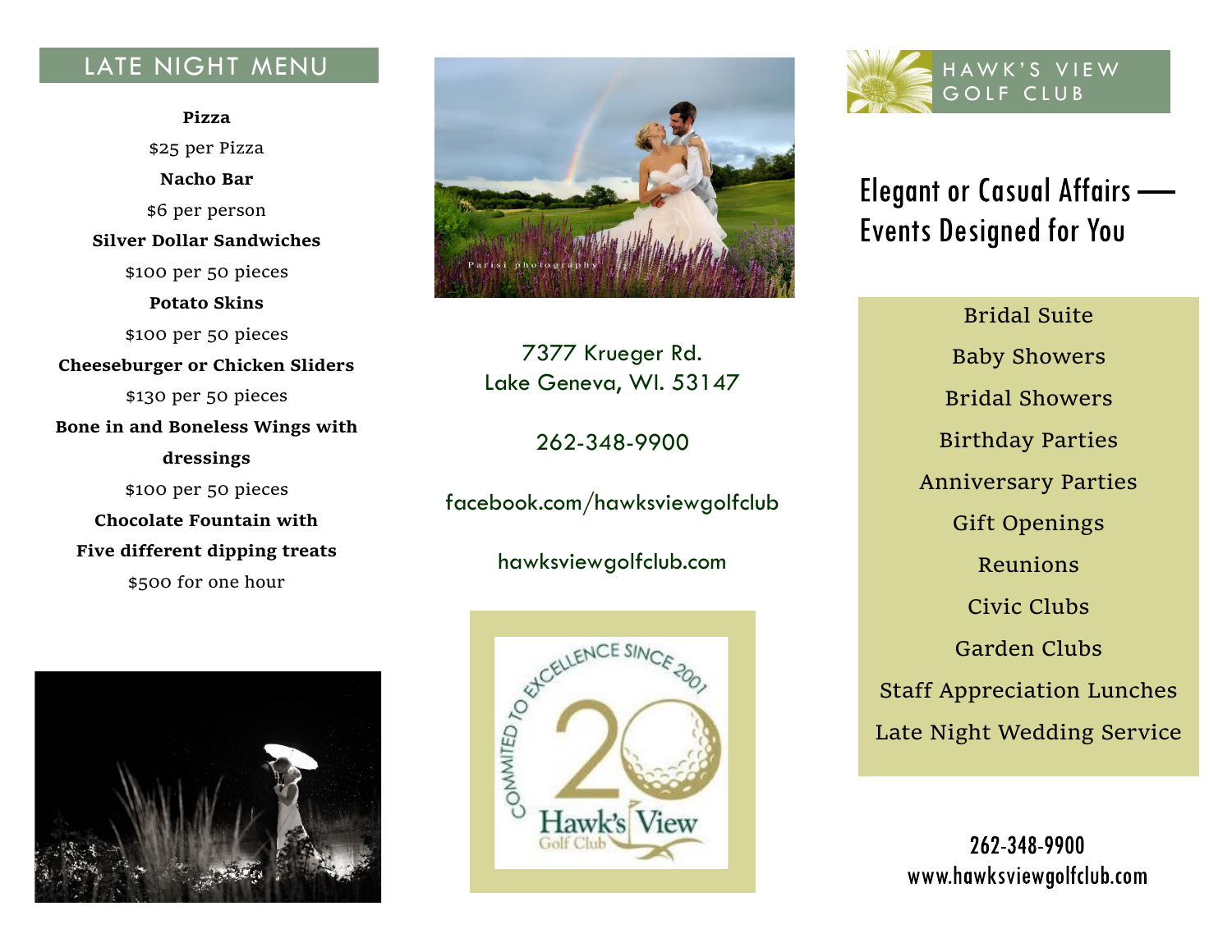## LATE NIGHT MENU

**Pizza**

$25 per Pizza

**Nacho Bar**

$6 per person

**Silver Dollar Sandwiches**

$100 per 50 pieces

**Potato Skins**

$100 per 50 pieces

**Cheeseburger or Chicken Sliders**

$130 per 50 pieces

**Bone in and Boneless Wings with dressings**

$100 per 50 pieces

**Chocolate Fountain with Five different dipping treats**

$500 for one hour

Parisi photography

7377 Krueger Rd.
Lake Geneva, WI. 53147

262-348-9900

facebook.com/hawksviewgolfclub

hawksviewgolfclub.com

COMMITED TO EXCELLENCE SINCE 2001
20
Hawk's View Golf Club

# HAWK'S VIEW GOLF CLUB

## Elegant or Casual Affairs — Events Designed for You

Bridal Suite
Baby Showers
Bridal Showers
Birthday Parties
Anniversary Parties
Gift Openings
Reunions
Civic Clubs
Garden Clubs
Staff Appreciation Lunches
Late Night Wedding Service

262-348-9900
www.hawksviewgolfclub.com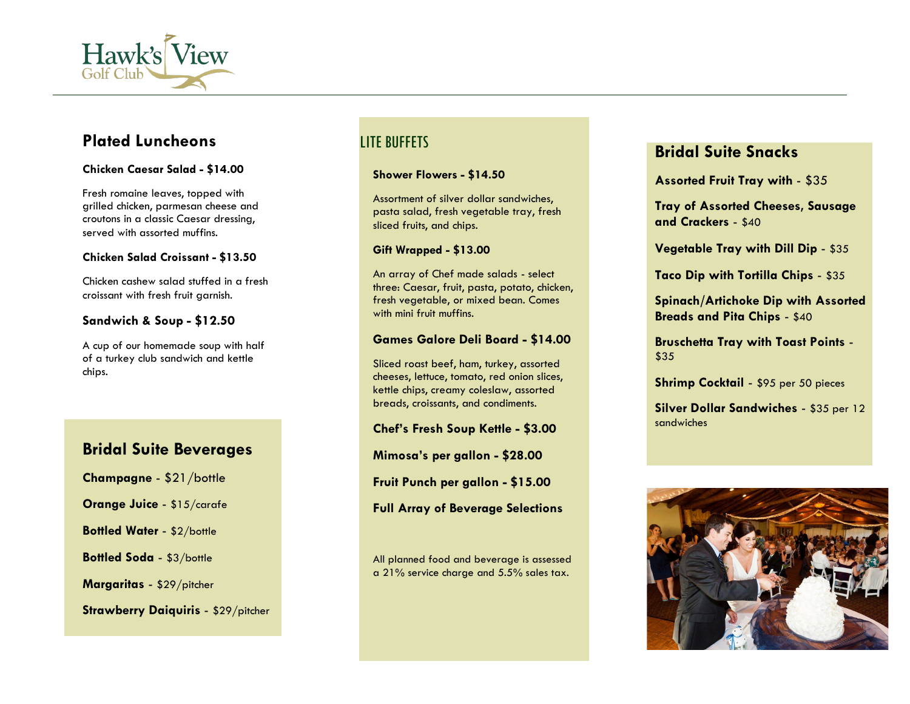Hawk's View Golf Club

## Plated Luncheons

**Chicken Caesar Salad - $14.00**

Fresh romaine leaves, topped with grilled chicken, parmesan cheese and croutons in a classic Caesar dressing, served with assorted muffins.

**Chicken Salad Croissant - $13.50**

Chicken cashew salad stuffed in a fresh croissant with fresh fruit garnish.

**Sandwich & Soup - $12.50**

A cup of our homemade soup with half of a turkey club sandwich and kettle chips.

## Bridal Suite Beverages

**Champagne** - $21/bottle

**Orange Juice** - $15/carafe

**Bottled Water** - $2/bottle

**Bottled Soda** - $3/bottle

**Margaritas** - $29/pitcher

**Strawberry Daiquiris** - $29/pitcher

## LITE BUFFETS

**Shower Flowers - $14.50**

Assortment of silver dollar sandwiches, pasta salad, fresh vegetable tray, fresh sliced fruits, and chips.

**Gift Wrapped - $13.00**

An array of Chef made salads - select three: Caesar, fruit, pasta, potato, chicken, fresh vegetable, or mixed bean. Comes with mini fruit muffins.

**Games Galore Deli Board - $14.00**

Sliced roast beef, ham, turkey, assorted cheeses, lettuce, tomato, red onion slices, kettle chips, creamy coleslaw, assorted breads, croissants, and condiments.

**Chef's Fresh Soup Kettle - $3.00**

**Mimosa's per gallon - $28.00**

**Fruit Punch per gallon - $15.00**

**Full Array of Beverage Selections**

All planned food and beverage is assessed a 21% service charge and 5.5% sales tax.

## Bridal Suite Snacks

**Assorted Fruit Tray with** - $35

**Tray of Assorted Cheeses, Sausage and Crackers** - $40

**Vegetable Tray with Dill Dip** - $35

**Taco Dip with Tortilla Chips** - $35

**Spinach/Artichoke Dip with Assorted Breads and Pita Chips** - $40

**Bruschetta Tray with Toast Points** - $35

**Shrimp Cocktail** - $95 per 50 pieces

**Silver Dollar Sandwiches** - $35 per 12 sandwiches